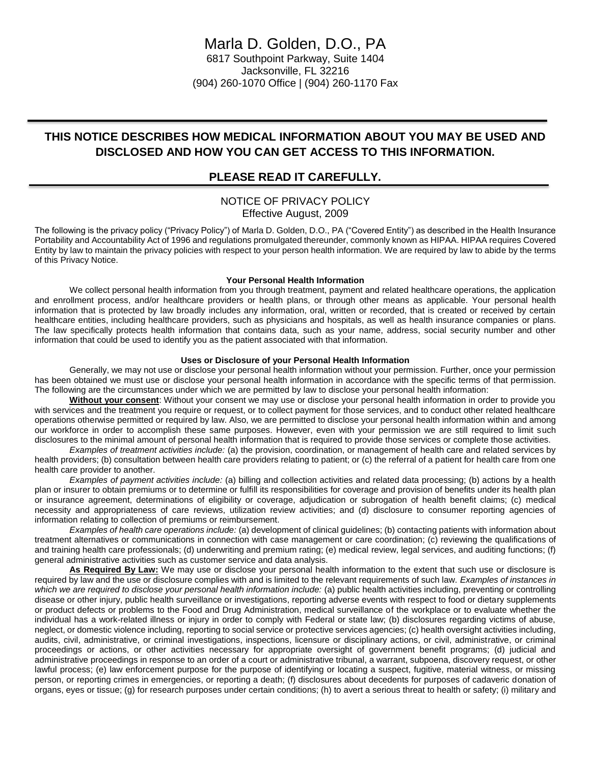# Marla D. Golden, D.O., PA

6817 Southpoint Parkway, Suite 1404
Jacksonville, FL 32216
(904) 260-1070 Office | (904) 260-1170 Fax

## THIS NOTICE DESCRIBES HOW MEDICAL INFORMATION ABOUT YOU MAY BE USED AND DISCLOSED AND HOW YOU CAN GET ACCESS TO THIS INFORMATION.

## PLEASE READ IT CAREFULLY.

NOTICE OF PRIVACY POLICY
Effective August, 2009

The following is the privacy policy ("Privacy Policy") of Marla D. Golden, D.O., PA ("Covered Entity") as described in the Health Insurance Portability and Accountability Act of 1996 and regulations promulgated thereunder, commonly known as HIPAA. HIPAA requires Covered Entity by law to maintain the privacy policies with respect to your person health information. We are required by law to abide by the terms of this Privacy Notice.

### Your Personal Health Information

We collect personal health information from you through treatment, payment and related healthcare operations, the application and enrollment process, and/or healthcare providers or health plans, or through other means as applicable. Your personal health information that is protected by law broadly includes any information, oral, written or recorded, that is created or received by certain healthcare entities, including healthcare providers, such as physicians and hospitals, as well as health insurance companies or plans. The law specifically protects health information that contains data, such as your name, address, social security number and other information that could be used to identify you as the patient associated with that information.

### Uses or Disclosure of your Personal Health Information

Generally, we may not use or disclose your personal health information without your permission. Further, once your permission has been obtained we must use or disclose your personal health information in accordance with the specific terms of that permission. The following are the circumstances under which we are permitted by law to disclose your personal health information:

**Without your consent**: Without your consent we may use or disclose your personal health information in order to provide you with services and the treatment you require or request, or to collect payment for those services, and to conduct other related healthcare operations otherwise permitted or required by law. Also, we are permitted to disclose your personal health information within and among our workforce in order to accomplish these same purposes. However, even with your permission we are still required to limit such disclosures to the minimal amount of personal health information that is required to provide those services or complete those activities.

*Examples of treatment activities include:* (a) the provision, coordination, or management of health care and related services by health providers; (b) consultation between health care providers relating to patient; or (c) the referral of a patient for health care from one health care provider to another.

*Examples of payment activities include:* (a) billing and collection activities and related data processing; (b) actions by a health plan or insurer to obtain premiums or to determine or fulfill its responsibilities for coverage and provision of benefits under its health plan or insurance agreement, determinations of eligibility or coverage, adjudication or subrogation of health benefit claims; (c) medical necessity and appropriateness of care reviews, utilization review activities; and (d) disclosure to consumer reporting agencies of information relating to collection of premiums or reimbursement.

*Examples of health care operations include:* (a) development of clinical guidelines; (b) contacting patients with information about treatment alternatives or communications in connection with case management or care coordination; (c) reviewing the qualifications of and training health care professionals; (d) underwriting and premium rating; (e) medical review, legal services, and auditing functions; (f) general administrative activities such as customer service and data analysis.

**As Required By Law:** We may use or disclose your personal health information to the extent that such use or disclosure is required by law and the use or disclosure complies with and is limited to the relevant requirements of such law. *Examples of instances in which we are required to disclose your personal health information include:* (a) public health activities including, preventing or controlling disease or other injury, public health surveillance or investigations, reporting adverse events with respect to food or dietary supplements or product defects or problems to the Food and Drug Administration, medical surveillance of the workplace or to evaluate whether the individual has a work-related illness or injury in order to comply with Federal or state law; (b) disclosures regarding victims of abuse, neglect, or domestic violence including, reporting to social service or protective services agencies; (c) health oversight activities including, audits, civil, administrative, or criminal investigations, inspections, licensure or disciplinary actions, or civil, administrative, or criminal proceedings or actions, or other activities necessary for appropriate oversight of government benefit programs; (d) judicial and administrative proceedings in response to an order of a court or administrative tribunal, a warrant, subpoena, discovery request, or other lawful process; (e) law enforcement purpose for the purpose of identifying or locating a suspect, fugitive, material witness, or missing person, or reporting crimes in emergencies, or reporting a death; (f) disclosures about decedents for purposes of cadaveric donation of organs, eyes or tissue; (g) for research purposes under certain conditions; (h) to avert a serious threat to health or safety; (i) military and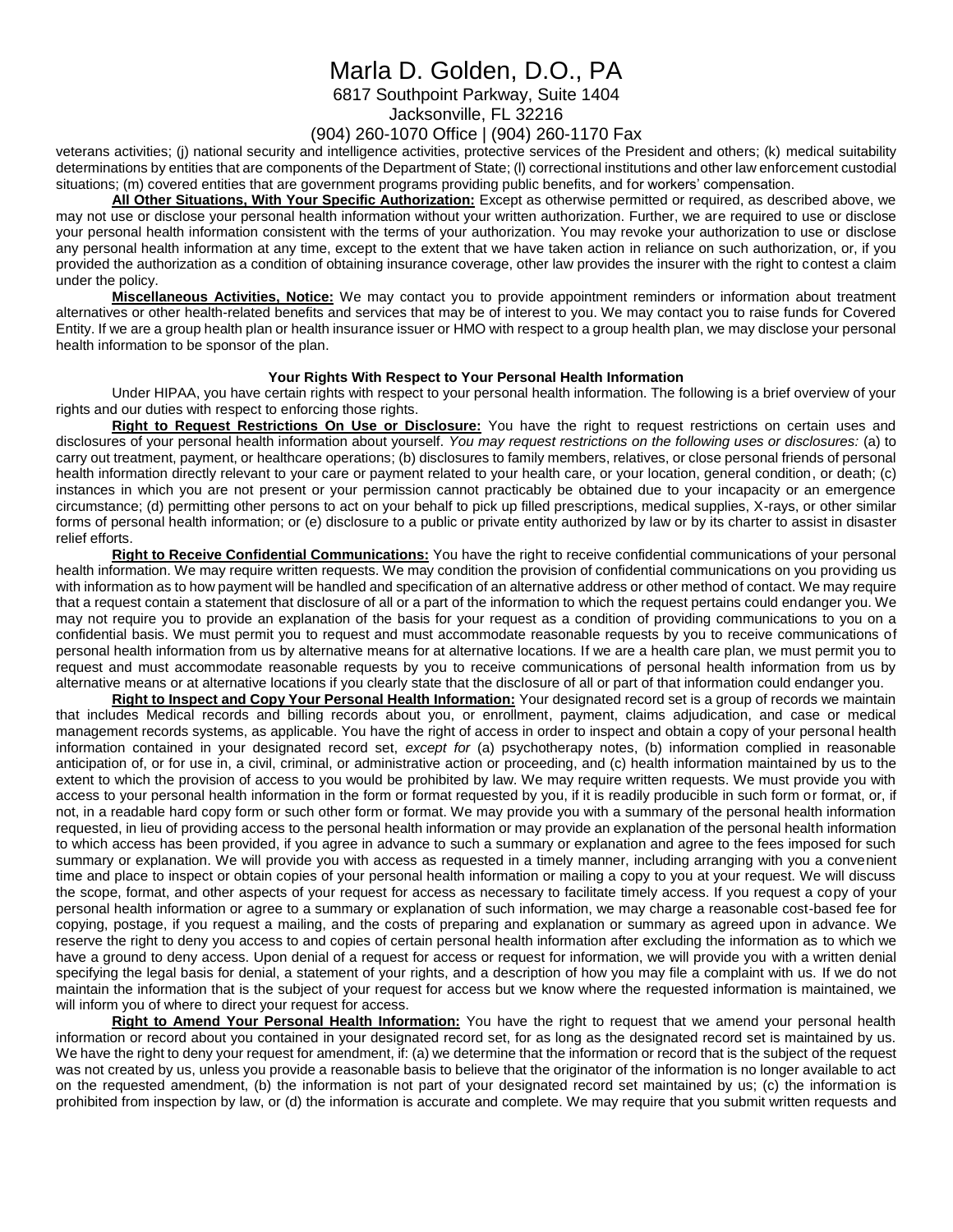veterans activities; (j) national security and intelligence activities, protective services of the President and others; (k) medical suitability determinations by entities that are components of the Department of State; (l) correctional institutions and other law enforcement custodial situations; (m) covered entities that are government programs providing public benefits, and for workers' compensation.

**All Other Situations, With Your Specific Authorization:** Except as otherwise permitted or required, as described above, we may not use or disclose your personal health information without your written authorization. Further, we are required to use or disclose your personal health information consistent with the terms of your authorization. You may revoke your authorization to use or disclose any personal health information at any time, except to the extent that we have taken action in reliance on such authorization, or, if you provided the authorization as a condition of obtaining insurance coverage, other law provides the insurer with the right to contest a claim under the policy.

**Miscellaneous Activities, Notice:** We may contact you to provide appointment reminders or information about treatment alternatives or other health-related benefits and services that may be of interest to you. We may contact you to raise funds for Covered Entity. If we are a group health plan or health insurance issuer or HMO with respect to a group health plan, we may disclose your personal health information to be sponsor of the plan.

**Your Rights With Respect to Your Personal Health Information**

Under HIPAA, you have certain rights with respect to your personal health information. The following is a brief overview of your rights and our duties with respect to enforcing those rights.

**Right to Request Restrictions On Use or Disclosure:** You have the right to request restrictions on certain uses and disclosures of your personal health information about yourself. *You may request restrictions on the following uses or disclosures:* (a) to carry out treatment, payment, or healthcare operations; (b) disclosures to family members, relatives, or close personal friends of personal health information directly relevant to your care or payment related to your health care, or your location, general condition, or death; (c) instances in which you are not present or your permission cannot practicably be obtained due to your incapacity or an emergence circumstance; (d) permitting other persons to act on your behalf to pick up filled prescriptions, medical supplies, X-rays, or other similar forms of personal health information; or (e) disclosure to a public or private entity authorized by law or by its charter to assist in disaster relief efforts.

**Right to Receive Confidential Communications:** You have the right to receive confidential communications of your personal health information. We may require written requests. We may condition the provision of confidential communications on you providing us with information as to how payment will be handled and specification of an alternative address or other method of contact. We may require that a request contain a statement that disclosure of all or a part of the information to which the request pertains could endanger you. We may not require you to provide an explanation of the basis for your request as a condition of providing communications to you on a confidential basis. We must permit you to request and must accommodate reasonable requests by you to receive communications of personal health information from us by alternative means for at alternative locations. If we are a health care plan, we must permit you to request and must accommodate reasonable requests by you to receive communications of personal health information from us by alternative means or at alternative locations if you clearly state that the disclosure of all or part of that information could endanger you.

**Right to Inspect and Copy Your Personal Health Information:** Your designated record set is a group of records we maintain that includes Medical records and billing records about you, or enrollment, payment, claims adjudication, and case or medical management records systems, as applicable. You have the right of access in order to inspect and obtain a copy of your personal health information contained in your designated record set, *except for* (a) psychotherapy notes, (b) information complied in reasonable anticipation of, or for use in, a civil, criminal, or administrative action or proceeding, and (c) health information maintained by us to the extent to which the provision of access to you would be prohibited by law. We may require written requests. We must provide you with access to your personal health information in the form or format requested by you, if it is readily producible in such form or format, or, if not, in a readable hard copy form or such other form or format. We may provide you with a summary of the personal health information requested, in lieu of providing access to the personal health information or may provide an explanation of the personal health information to which access has been provided, if you agree in advance to such a summary or explanation and agree to the fees imposed for such summary or explanation. We will provide you with access as requested in a timely manner, including arranging with you a convenient time and place to inspect or obtain copies of your personal health information or mailing a copy to you at your request. We will discuss the scope, format, and other aspects of your request for access as necessary to facilitate timely access. If you request a copy of your personal health information or agree to a summary or explanation of such information, we may charge a reasonable cost-based fee for copying, postage, if you request a mailing, and the costs of preparing and explanation or summary as agreed upon in advance. We reserve the right to deny you access to and copies of certain personal health information after excluding the information as to which we have a ground to deny access. Upon denial of a request for access or request for information, we will provide you with a written denial specifying the legal basis for denial, a statement of your rights, and a description of how you may file a complaint with us. If we do not maintain the information that is the subject of your request for access but we know where the requested information is maintained, we will inform you of where to direct your request for access.

**Right to Amend Your Personal Health Information:** You have the right to request that we amend your personal health information or record about you contained in your designated record set, for as long as the designated record set is maintained by us. We have the right to deny your request for amendment, if: (a) we determine that the information or record that is the subject of the request was not created by us, unless you provide a reasonable basis to believe that the originator of the information is no longer available to act on the requested amendment, (b) the information is not part of your designated record set maintained by us; (c) the information is prohibited from inspection by law, or (d) the information is accurate and complete. We may require that you submit written requests and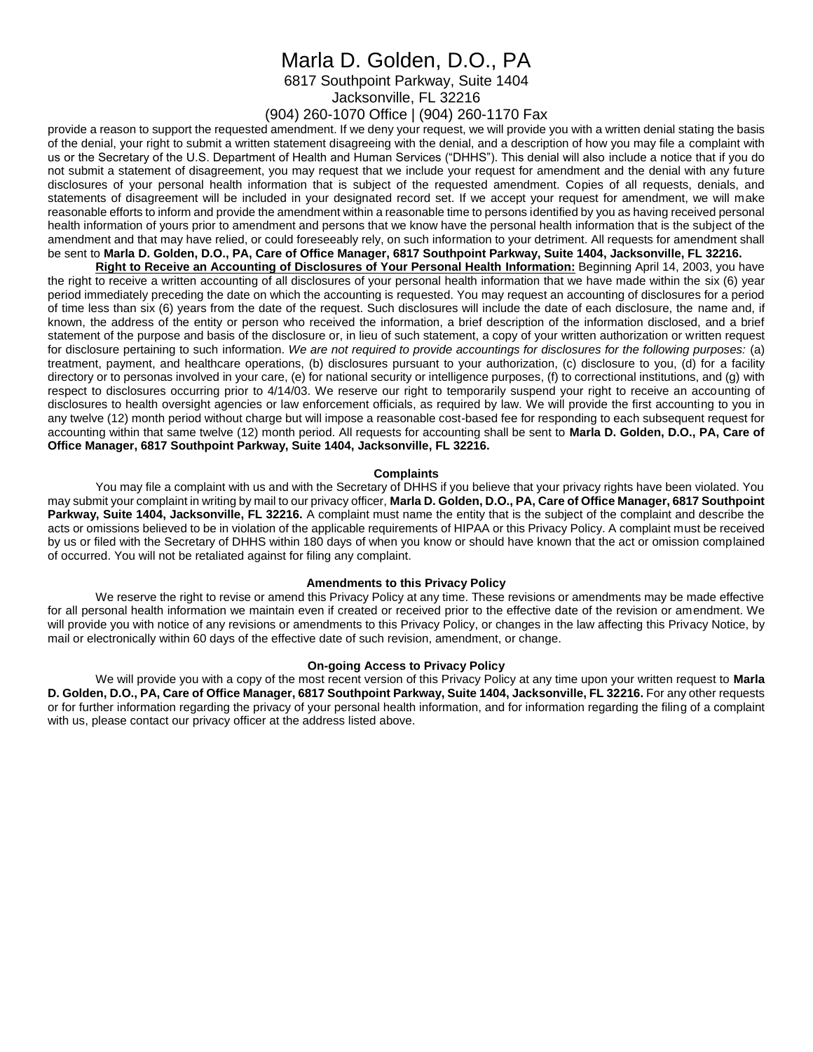provide a reason to support the requested amendment. If we deny your request, we will provide you with a written denial stating the basis of the denial, your right to submit a written statement disagreeing with the denial, and a description of how you may file a complaint with us or the Secretary of the U.S. Department of Health and Human Services ("DHHS"). This denial will also include a notice that if you do not submit a statement of disagreement, you may request that we include your request for amendment and the denial with any future disclosures of your personal health information that is subject of the requested amendment. Copies of all requests, denials, and statements of disagreement will be included in your designated record set. If we accept your request for amendment, we will make reasonable efforts to inform and provide the amendment within a reasonable time to persons identified by you as having received personal health information of yours prior to amendment and persons that we know have the personal health information that is the subject of the amendment and that may have relied, or could foreseeably rely, on such information to your detriment. All requests for amendment shall be sent to **Marla D. Golden, D.O., PA, Care of Office Manager, 6817 Southpoint Parkway, Suite 1404, Jacksonville, FL 32216.**

**Right to Receive an Accounting of Disclosures of Your Personal Health Information:** Beginning April 14, 2003, you have the right to receive a written accounting of all disclosures of your personal health information that we have made within the six (6) year period immediately preceding the date on which the accounting is requested. You may request an accounting of disclosures for a period of time less than six (6) years from the date of the request. Such disclosures will include the date of each disclosure, the name and, if known, the address of the entity or person who received the information, a brief description of the information disclosed, and a brief statement of the purpose and basis of the disclosure or, in lieu of such statement, a copy of your written authorization or written request for disclosure pertaining to such information. *We are not required to provide accountings for disclosures for the following purposes:* (a) treatment, payment, and healthcare operations, (b) disclosures pursuant to your authorization, (c) disclosure to you, (d) for a facility directory or to personas involved in your care, (e) for national security or intelligence purposes, (f) to correctional institutions, and (g) with respect to disclosures occurring prior to 4/14/03. We reserve our right to temporarily suspend your right to receive an accounting of disclosures to health oversight agencies or law enforcement officials, as required by law. We will provide the first accounting to you in any twelve (12) month period without charge but will impose a reasonable cost-based fee for responding to each subsequent request for accounting within that same twelve (12) month period. All requests for accounting shall be sent to **Marla D. Golden, D.O., PA, Care of Office Manager, 6817 Southpoint Parkway, Suite 1404, Jacksonville, FL 32216.**

### Complaints

You may file a complaint with us and with the Secretary of DHHS if you believe that your privacy rights have been violated. You may submit your complaint in writing by mail to our privacy officer, **Marla D. Golden, D.O., PA, Care of Office Manager, 6817 Southpoint Parkway, Suite 1404, Jacksonville, FL 32216.** A complaint must name the entity that is the subject of the complaint and describe the acts or omissions believed to be in violation of the applicable requirements of HIPAA or this Privacy Policy. A complaint must be received by us or filed with the Secretary of DHHS within 180 days of when you know or should have known that the act or omission complained of occurred. You will not be retaliated against for filing any complaint.

### Amendments to this Privacy Policy

We reserve the right to revise or amend this Privacy Policy at any time. These revisions or amendments may be made effective for all personal health information we maintain even if created or received prior to the effective date of the revision or amendment. We will provide you with notice of any revisions or amendments to this Privacy Policy, or changes in the law affecting this Privacy Notice, by mail or electronically within 60 days of the effective date of such revision, amendment, or change.

### On-going Access to Privacy Policy

We will provide you with a copy of the most recent version of this Privacy Policy at any time upon your written request to **Marla D. Golden, D.O., PA, Care of Office Manager, 6817 Southpoint Parkway, Suite 1404, Jacksonville, FL 32216.** For any other requests or for further information regarding the privacy of your personal health information, and for information regarding the filing of a complaint with us, please contact our privacy officer at the address listed above.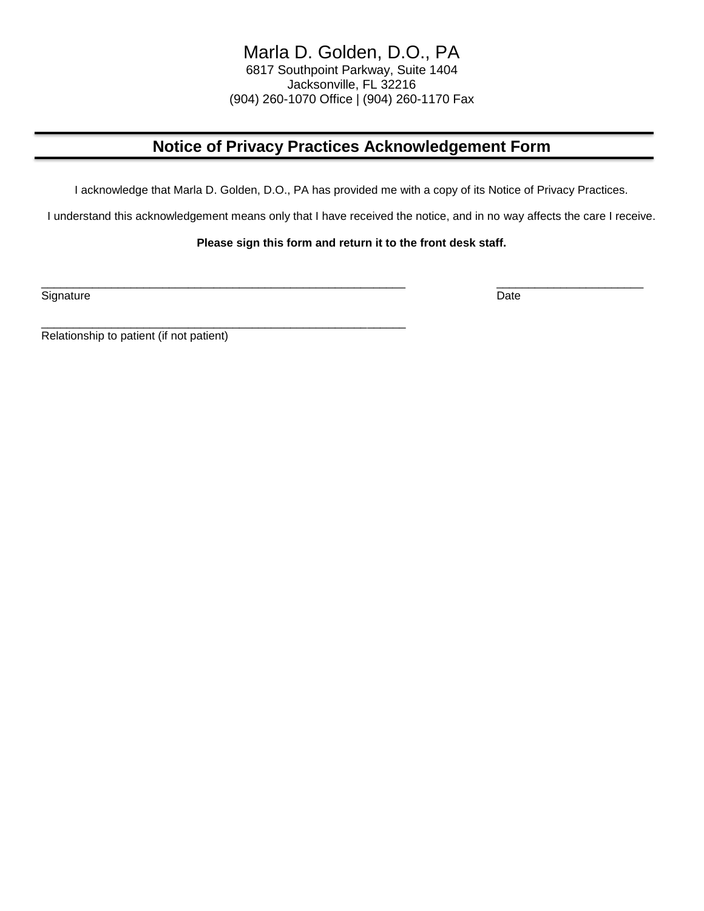Marla D. Golden, D.O., PA
6817 Southpoint Parkway, Suite 1404
Jacksonville, FL 32216
(904) 260-1070 Office | (904) 260-1170 Fax

## Notice of Privacy Practices Acknowledgement Form

I acknowledge that Marla D. Golden, D.O., PA has provided me with a copy of its Notice of Privacy Practices.

I understand this acknowledgement means only that I have received the notice, and in no way affects the care I receive.

**Please sign this form and return it to the front desk staff.**

____________________________________________________________ ________________________
Signature Date

____________________________________________________________
Relationship to patient (if not patient)